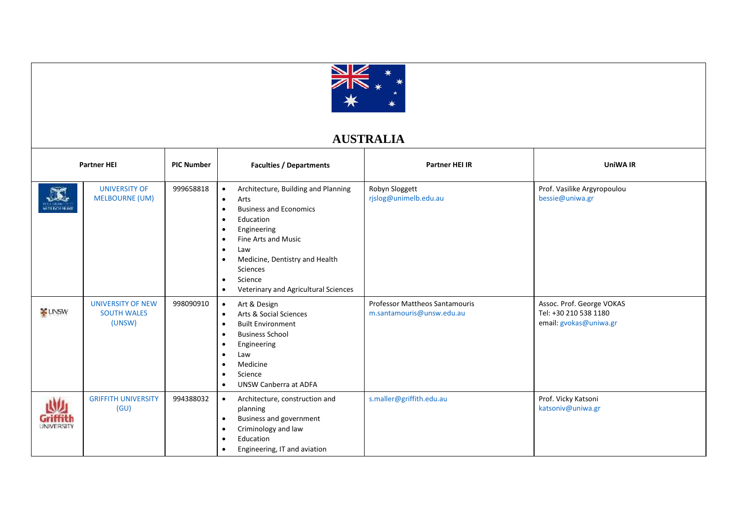# AUSTRALIA

| Partner HEI | | PIC Number | Faculties / Departments | Partner HEI IR | UniWA IR |
|---|---|---|---|---|---|
| | UNIVERSITY OF MELBOURNE (UM) | 999658818 | • Architecture, Building and Planning<br>• Arts<br>• Business and Economics<br>• Education<br>• Engineering<br>• Fine Arts and Music<br>• Law<br>• Medicine, Dentistry and Health Sciences<br>• Science<br>• Veterinary and Agricultural Sciences | Robyn Sloggett<br>rjslog@unimelb.edu.au | Prof. Vasilike Argyropoulou<br>bessie@uniwa.gr |
| | UNIVERSITY OF NEW SOUTH WALES (UNSW) | 998090910 | • Art & Design<br>• Arts & Social Sciences<br>• Built Environment<br>• Business School<br>• Engineering<br>• Law<br>• Medicine<br>• Science<br>• UNSW Canberra at ADFA | Professor Mattheos Santamouris<br>m.santamouris@unsw.edu.au | Assoc. Prof. George VOKAS<br>Tel: +30 210 538 1180<br>email: gvokas@uniwa.gr |
| | GRIFFITH UNIVERSITY (GU) | 994388032 | • Architecture, construction and planning<br>• Business and government<br>• Criminology and law<br>• Education<br>• Engineering, IT and aviation | s.maller@griffith.edu.au | Prof. Vicky Katsoni<br>katsoniv@uniwa.gr |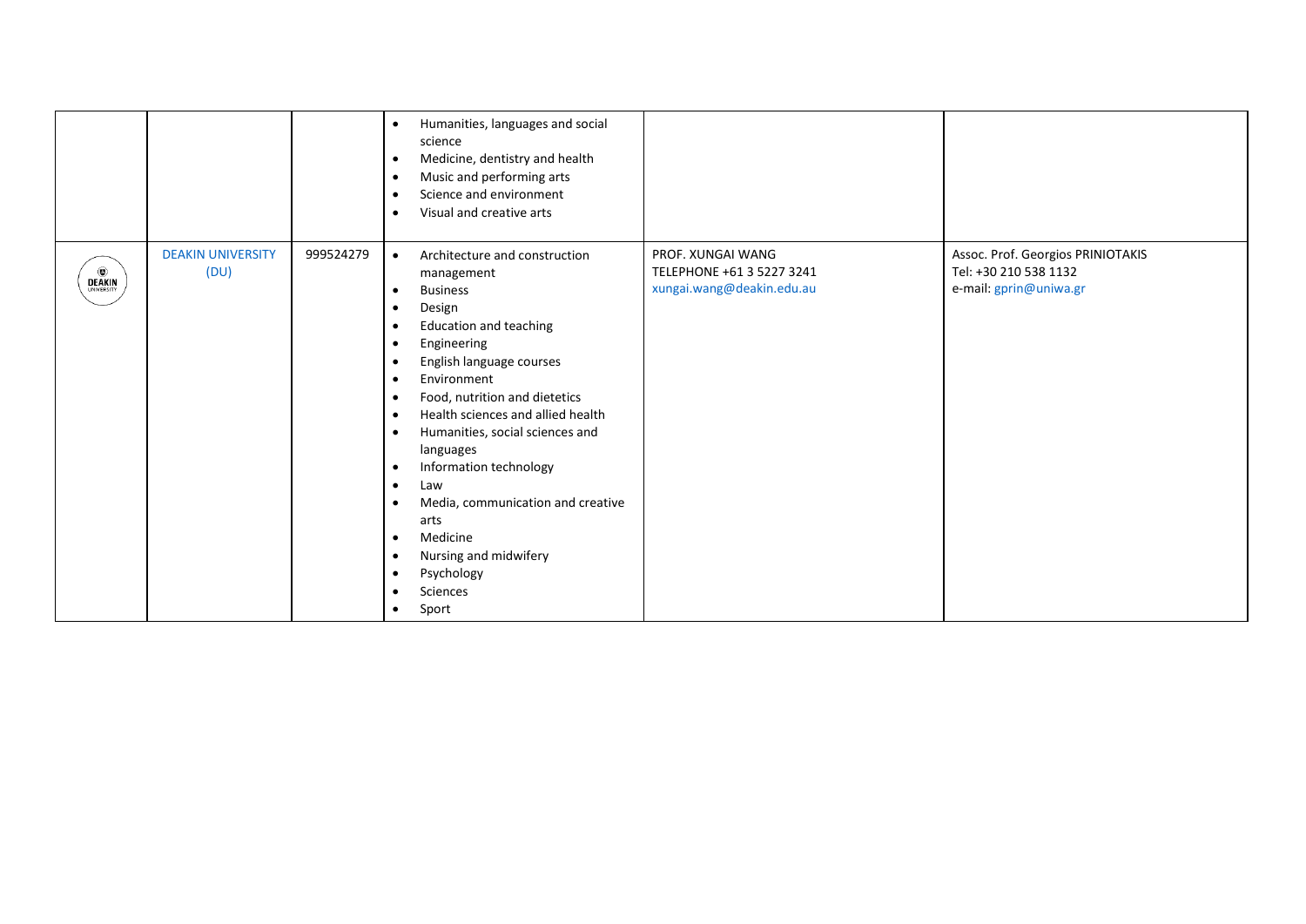| | | | | | |
|---|---|---|---|---|---|
| | | | • Humanities, languages and social science<br>• Medicine, dentistry and health<br>• Music and performing arts<br>• Science and environment<br>• Visual and creative arts | | |
| DEAKIN UNIVERSITY | DEAKIN UNIVERSITY (DU) | 999524279 | • Architecture and construction management<br>• Business<br>• Design<br>• Education and teaching<br>• Engineering<br>• English language courses<br>• Environment<br>• Food, nutrition and dietetics<br>• Health sciences and allied health<br>• Humanities, social sciences and languages<br>• Information technology<br>• Law<br>• Media, communication and creative arts<br>• Medicine<br>• Nursing and midwifery<br>• Psychology<br>• Sciences<br>• Sport | PROF. XUNGAI WANG<br>TELEPHONE +61 3 5227 3241<br>xungai.wang@deakin.edu.au | Assoc. Prof. Georgios PRINIOTAKIS<br>Tel: +30 210 538 1132<br>e-mail: gprin@uniwa.gr |